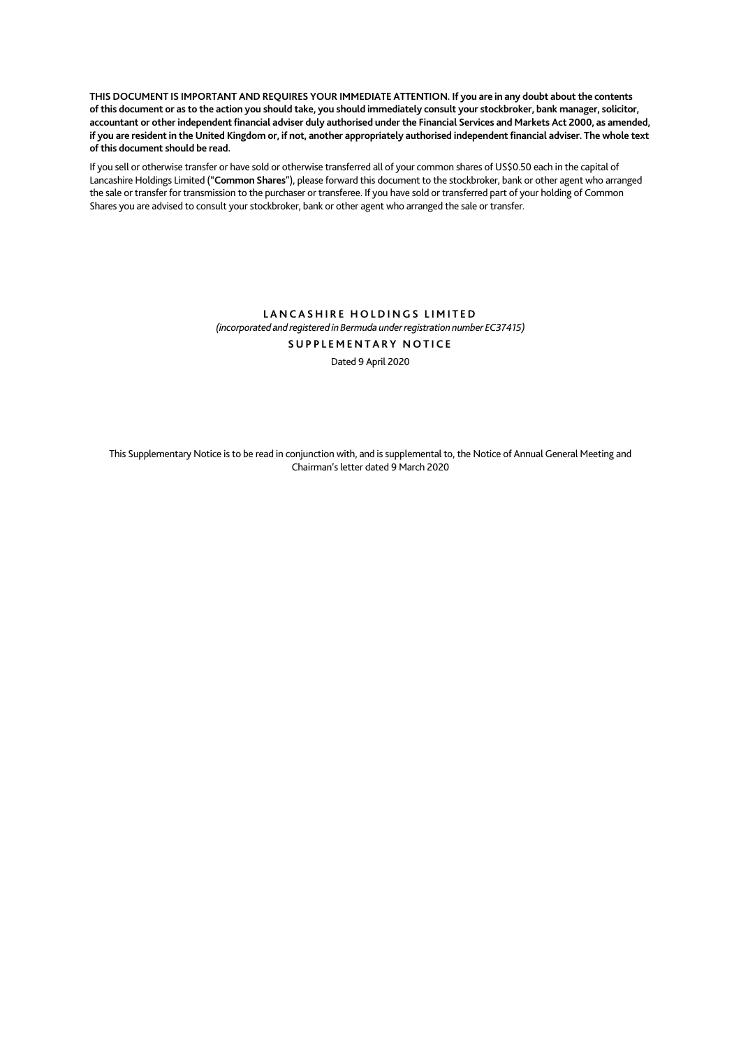**THIS DOCUMENT IS IMPORTANT AND REQUIRES YOUR IMMEDIATE ATTENTION. If you are in any doubt about the contents of this document or as to the action you should take, you should immediately consult your stockbroker, bank manager, solicitor, accountant or other independent financial adviser duly authorised under the Financial Services and Markets Act 2000, as amended, if you are resident in the United Kingdom or, if not, another appropriately authorised independent financial adviser. The whole text of this document should be read.**

If you sell or otherwise transfer or have sold or otherwise transferred all of your common shares of US$0.50 each in the capital of Lancashire Holdings Limited ("**Common Shares**"), please forward this document to the stockbroker, bank or other agent who arranged the sale or transfer for transmission to the purchaser or transferee. If you have sold or transferred part of your holding of Common Shares you are advised to consult your stockbroker, bank or other agent who arranged the sale or transfer.

# LANCASHIRE HOLDINGS LIMITED

*(incorporated and registered in Bermuda under registration number EC37415)*

## SUPPLEMENTARY NOTICE

Dated 9 April 2020

This Supplementary Notice is to be read in conjunction with, and is supplemental to, the Notice of Annual General Meeting and Chairman's letter dated 9 March 2020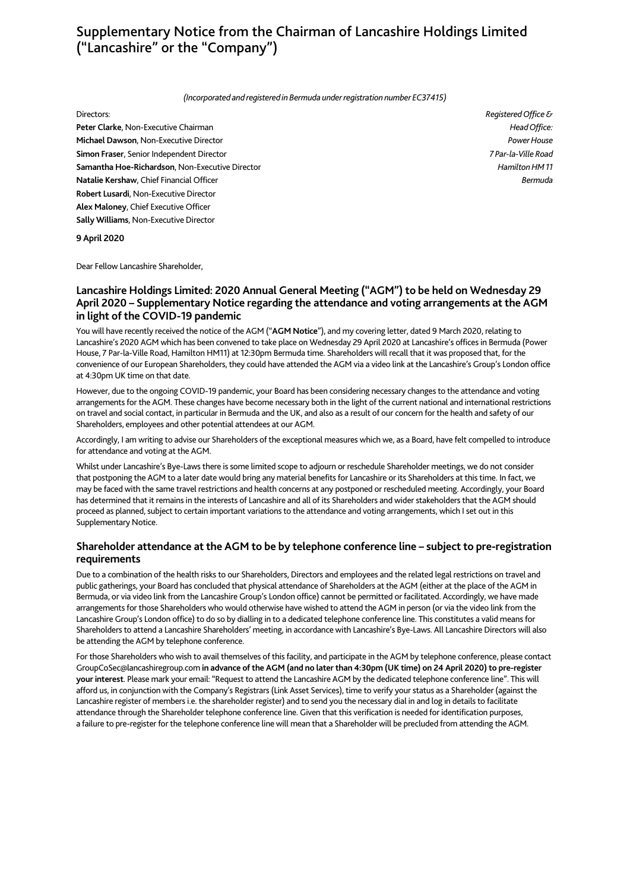# Supplementary Notice from the Chairman of Lancashire Holdings Limited ("Lancashire" or the "Company")

*(Incorporated and registered in Bermuda under registration number EC37415)*

Directors:
**Peter Clarke**, Non-Executive Chairman
**Michael Dawson**, Non-Executive Director
**Simon Fraser**, Senior Independent Director
**Samantha Hoe-Richardson**, Non-Executive Director
**Natalie Kershaw**, Chief Financial Officer
**Robert Lusardi**, Non-Executive Director
**Alex Maloney**, Chief Executive Officer
**Sally Williams**, Non-Executive Director

*Registered Office &*
*Head Office:*
*Power House*
*7 Par-la-Ville Road*
*Hamilton HM 11*
*Bermuda*

**9 April 2020**

Dear Fellow Lancashire Shareholder,

## Lancashire Holdings Limited: 2020 Annual General Meeting ("AGM") to be held on Wednesday 29 April 2020 – Supplementary Notice regarding the attendance and voting arrangements at the AGM in light of the COVID-19 pandemic

You will have recently received the notice of the AGM ("**AGM Notice**"), and my covering letter, dated 9 March 2020, relating to Lancashire's 2020 AGM which has been convened to take place on Wednesday 29 April 2020 at Lancashire's offices in Bermuda (Power House, 7 Par-la-Ville Road, Hamilton HM11) at 12:30pm Bermuda time. Shareholders will recall that it was proposed that, for the convenience of our European Shareholders, they could have attended the AGM via a video link at the Lancashire's Group's London office at 4:30pm UK time on that date.

However, due to the ongoing COVID-19 pandemic, your Board has been considering necessary changes to the attendance and voting arrangements for the AGM. These changes have become necessary both in the light of the current national and international restrictions on travel and social contact, in particular in Bermuda and the UK, and also as a result of our concern for the health and safety of our Shareholders, employees and other potential attendees at our AGM.

Accordingly, I am writing to advise our Shareholders of the exceptional measures which we, as a Board, have felt compelled to introduce for attendance and voting at the AGM.

Whilst under Lancashire's Bye-Laws there is some limited scope to adjourn or reschedule Shareholder meetings, we do not consider that postponing the AGM to a later date would bring any material benefits for Lancashire or its Shareholders at this time. In fact, we may be faced with the same travel restrictions and health concerns at any postponed or rescheduled meeting. Accordingly, your Board has determined that it remains in the interests of Lancashire and all of its Shareholders and wider stakeholders that the AGM should proceed as planned, subject to certain important variations to the attendance and voting arrangements, which I set out in this Supplementary Notice.

## Shareholder attendance at the AGM to be by telephone conference line – subject to pre-registration requirements

Due to a combination of the health risks to our Shareholders, Directors and employees and the related legal restrictions on travel and public gatherings, your Board has concluded that physical attendance of Shareholders at the AGM (either at the place of the AGM in Bermuda, or via video link from the Lancashire Group's London office) cannot be permitted or facilitated. Accordingly, we have made arrangements for those Shareholders who would otherwise have wished to attend the AGM in person (or via the video link from the Lancashire Group's London office) to do so by dialling in to a dedicated telephone conference line. This constitutes a valid means for Shareholders to attend a Lancashire Shareholders' meeting, in accordance with Lancashire's Bye-Laws. All Lancashire Directors will also be attending the AGM by telephone conference.

For those Shareholders who wish to avail themselves of this facility, and participate in the AGM by telephone conference, please contact GroupCoSec@lancashiregroup.com **in advance of the AGM (and no later than 4:30pm (UK time) on 24 April 2020) to pre-register your interest**. Please mark your email: "Request to attend the Lancashire AGM by the dedicated telephone conference line". This will afford us, in conjunction with the Company's Registrars (Link Asset Services), time to verify your status as a Shareholder (against the Lancashire register of members i.e. the shareholder register) and to send you the necessary dial in and log in details to facilitate attendance through the Shareholder telephone conference line. Given that this verification is needed for identification purposes, a failure to pre-register for the telephone conference line will mean that a Shareholder will be precluded from attending the AGM.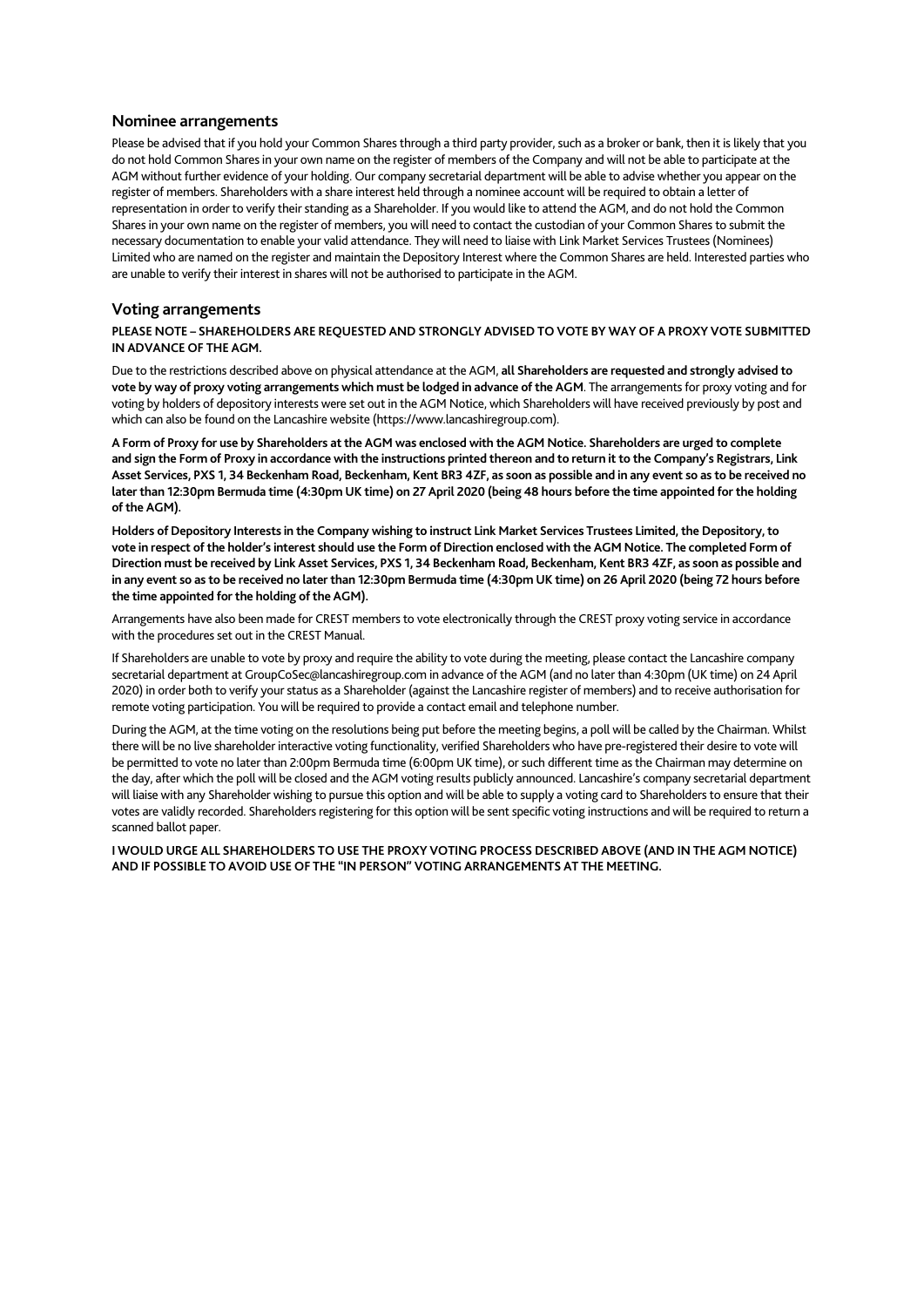## Nominee arrangements

Please be advised that if you hold your Common Shares through a third party provider, such as a broker or bank, then it is likely that you do not hold Common Shares in your own name on the register of members of the Company and will not be able to participate at the AGM without further evidence of your holding. Our company secretarial department will be able to advise whether you appear on the register of members. Shareholders with a share interest held through a nominee account will be required to obtain a letter of representation in order to verify their standing as a Shareholder. If you would like to attend the AGM, and do not hold the Common Shares in your own name on the register of members, you will need to contact the custodian of your Common Shares to submit the necessary documentation to enable your valid attendance. They will need to liaise with Link Market Services Trustees (Nominees) Limited who are named on the register and maintain the Depository Interest where the Common Shares are held. Interested parties who are unable to verify their interest in shares will not be authorised to participate in the AGM.

## Voting arrangements

**PLEASE NOTE – SHAREHOLDERS ARE REQUESTED AND STRONGLY ADVISED TO VOTE BY WAY OF A PROXY VOTE SUBMITTED IN ADVANCE OF THE AGM.**

Due to the restrictions described above on physical attendance at the AGM, **all Shareholders are requested and strongly advised to vote by way of proxy voting arrangements which must be lodged in advance of the AGM**. The arrangements for proxy voting and for voting by holders of depository interests were set out in the AGM Notice, which Shareholders will have received previously by post and which can also be found on the Lancashire website (https://www.lancashiregroup.com).

**A Form of Proxy for use by Shareholders at the AGM was enclosed with the AGM Notice. Shareholders are urged to complete and sign the Form of Proxy in accordance with the instructions printed thereon and to return it to the Company's Registrars, Link Asset Services, PXS 1, 34 Beckenham Road, Beckenham, Kent BR3 4ZF, as soon as possible and in any event so as to be received no later than 12:30pm Bermuda time (4:30pm UK time) on 27 April 2020 (being 48 hours before the time appointed for the holding of the AGM).**

**Holders of Depository Interests in the Company wishing to instruct Link Market Services Trustees Limited, the Depository, to vote in respect of the holder's interest should use the Form of Direction enclosed with the AGM Notice. The completed Form of Direction must be received by Link Asset Services, PXS 1, 34 Beckenham Road, Beckenham, Kent BR3 4ZF, as soon as possible and in any event so as to be received no later than 12:30pm Bermuda time (4:30pm UK time) on 26 April 2020 (being 72 hours before the time appointed for the holding of the AGM).**

Arrangements have also been made for CREST members to vote electronically through the CREST proxy voting service in accordance with the procedures set out in the CREST Manual.

If Shareholders are unable to vote by proxy and require the ability to vote during the meeting, please contact the Lancashire company secretarial department at GroupCoSec@lancashiregroup.com in advance of the AGM (and no later than 4:30pm (UK time) on 24 April 2020) in order both to verify your status as a Shareholder (against the Lancashire register of members) and to receive authorisation for remote voting participation. You will be required to provide a contact email and telephone number.

During the AGM, at the time voting on the resolutions being put before the meeting begins, a poll will be called by the Chairman. Whilst there will be no live shareholder interactive voting functionality, verified Shareholders who have pre-registered their desire to vote will be permitted to vote no later than 2:00pm Bermuda time (6:00pm UK time), or such different time as the Chairman may determine on the day, after which the poll will be closed and the AGM voting results publicly announced. Lancashire's company secretarial department will liaise with any Shareholder wishing to pursue this option and will be able to supply a voting card to Shareholders to ensure that their votes are validly recorded. Shareholders registering for this option will be sent specific voting instructions and will be required to return a scanned ballot paper.

**I WOULD URGE ALL SHAREHOLDERS TO USE THE PROXY VOTING PROCESS DESCRIBED ABOVE (AND IN THE AGM NOTICE) AND IF POSSIBLE TO AVOID USE OF THE "IN PERSON" VOTING ARRANGEMENTS AT THE MEETING.**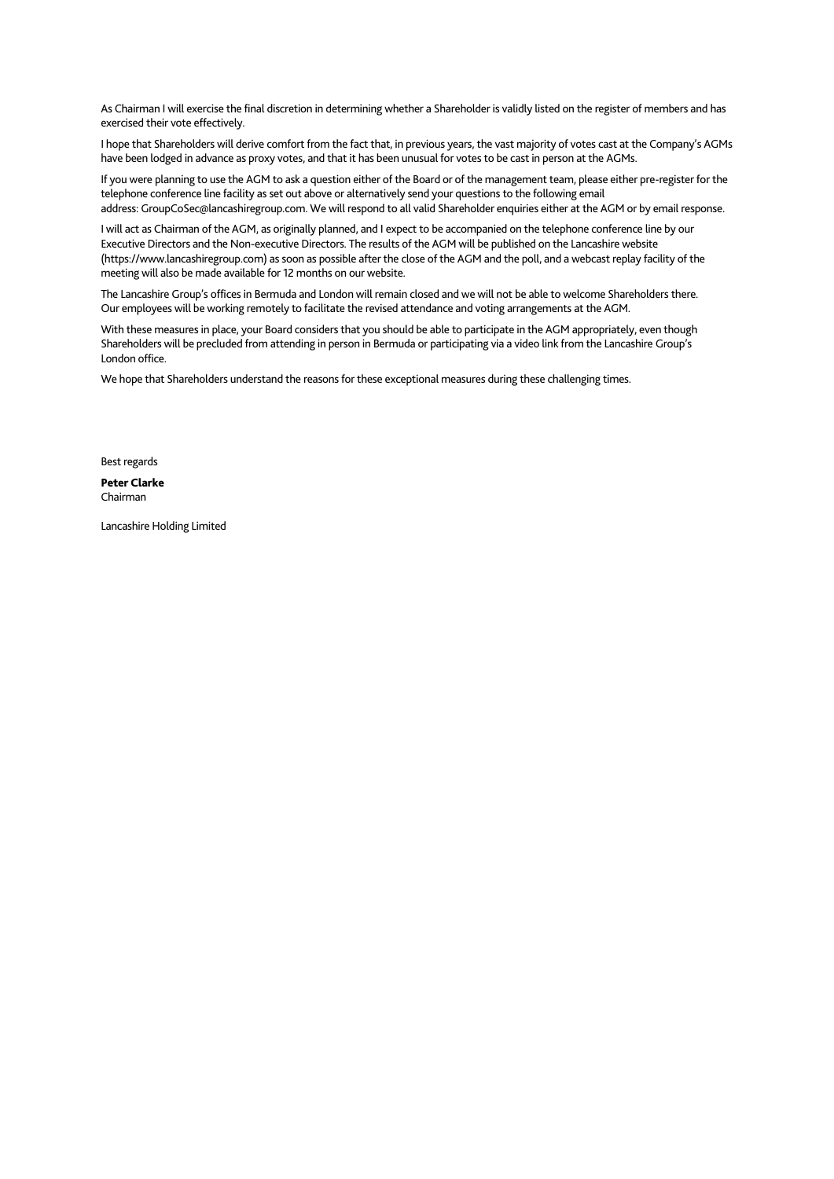As Chairman I will exercise the final discretion in determining whether a Shareholder is validly listed on the register of members and has exercised their vote effectively.

I hope that Shareholders will derive comfort from the fact that, in previous years, the vast majority of votes cast at the Company's AGMs have been lodged in advance as proxy votes, and that it has been unusual for votes to be cast in person at the AGMs.

If you were planning to use the AGM to ask a question either of the Board or of the management team, please either pre-register for the telephone conference line facility as set out above or alternatively send your questions to the following email address: GroupCoSec@lancashiregroup.com. We will respond to all valid Shareholder enquiries either at the AGM or by email response.

I will act as Chairman of the AGM, as originally planned, and I expect to be accompanied on the telephone conference line by our Executive Directors and the Non-executive Directors. The results of the AGM will be published on the Lancashire website (https://www.lancashiregroup.com) as soon as possible after the close of the AGM and the poll, and a webcast replay facility of the meeting will also be made available for 12 months on our website.

The Lancashire Group's offices in Bermuda and London will remain closed and we will not be able to welcome Shareholders there. Our employees will be working remotely to facilitate the revised attendance and voting arrangements at the AGM.

With these measures in place, your Board considers that you should be able to participate in the AGM appropriately, even though Shareholders will be precluded from attending in person in Bermuda or participating via a video link from the Lancashire Group's London office.

We hope that Shareholders understand the reasons for these exceptional measures during these challenging times.

Best regards

**Peter Clarke**
Chairman

Lancashire Holding Limited